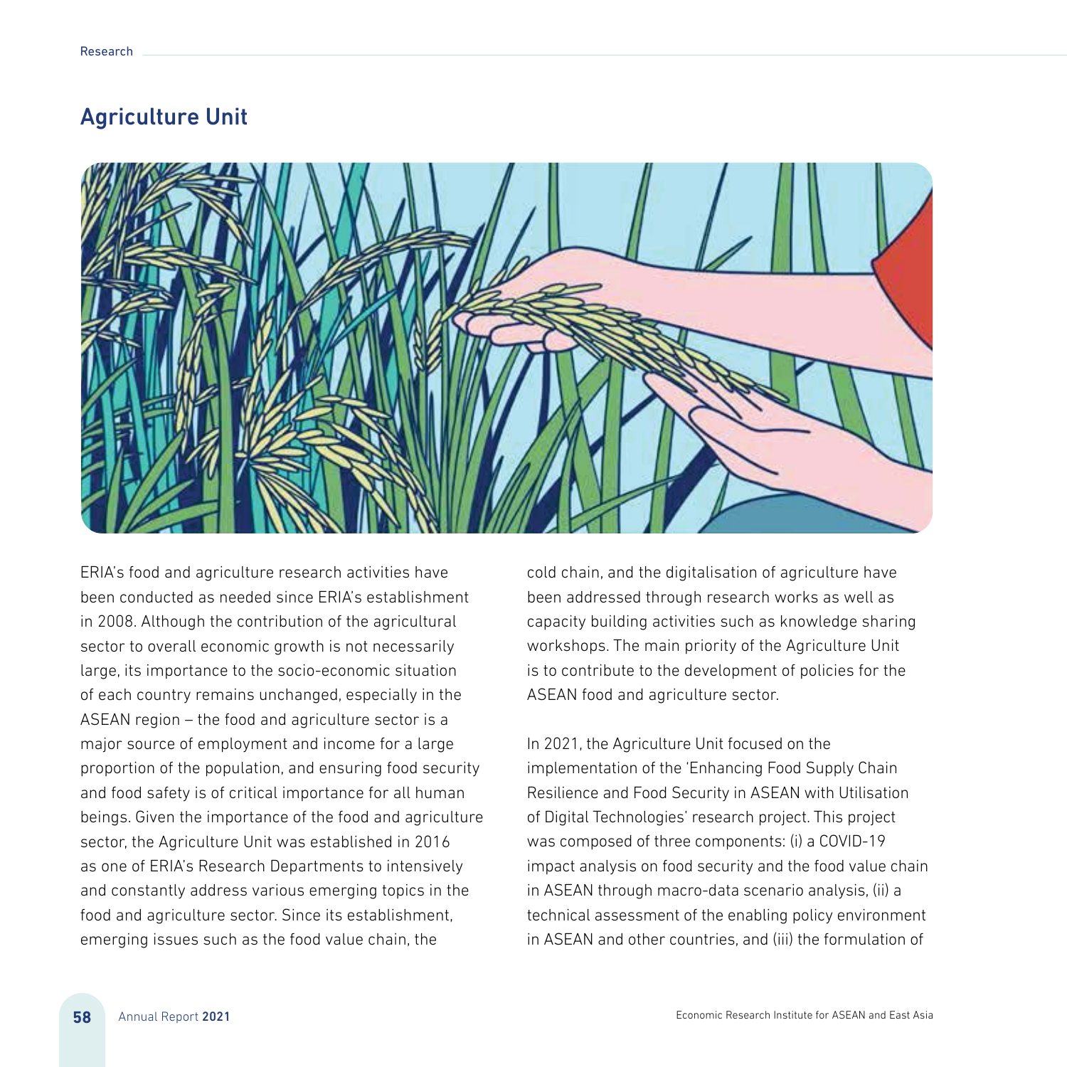## Agriculture Unit

ERIA's food and agriculture research activities have been conducted as needed since ERIA's establishment in 2008. Although the contribution of the agricultural sector to overall economic growth is not necessarily large, its importance to the socio-economic situation of each country remains unchanged, especially in the ASEAN region – the food and agriculture sector is a major source of employment and income for a large proportion of the population, and ensuring food security and food safety is of critical importance for all human beings. Given the importance of the food and agriculture sector, the Agriculture Unit was established in 2016 as one of ERIA's Research Departments to intensively and constantly address various emerging topics in the food and agriculture sector. Since its establishment, emerging issues such as the food value chain, the cold chain, and the digitalisation of agriculture have been addressed through research works as well as capacity building activities such as knowledge sharing workshops. The main priority of the Agriculture Unit is to contribute to the development of policies for the ASEAN food and agriculture sector.

In 2021, the Agriculture Unit focused on the implementation of the 'Enhancing Food Supply Chain Resilience and Food Security in ASEAN with Utilisation of Digital Technologies' research project. This project was composed of three components: (i) a COVID-19 impact analysis on food security and the food value chain in ASEAN through macro-data scenario analysis, (ii) a technical assessment of the enabling policy environment in ASEAN and other countries, and (iii) the formulation of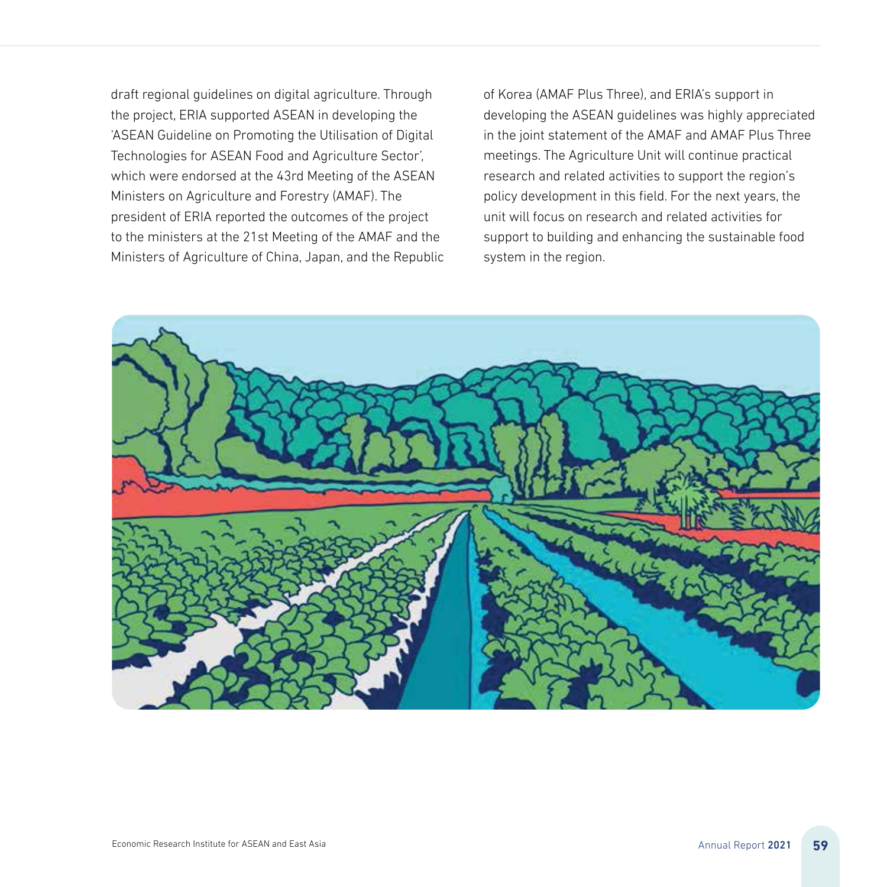draft regional guidelines on digital agriculture. Through the project, ERIA supported ASEAN in developing the 'ASEAN Guideline on Promoting the Utilisation of Digital Technologies for ASEAN Food and Agriculture Sector', which were endorsed at the 43rd Meeting of the ASEAN Ministers on Agriculture and Forestry (AMAF). The president of ERIA reported the outcomes of the project to the ministers at the 21st Meeting of the AMAF and the Ministers of Agriculture of China, Japan, and the Republic of Korea (AMAF Plus Three), and ERIA's support in developing the ASEAN guidelines was highly appreciated in the joint statement of the AMAF and AMAF Plus Three meetings. The Agriculture Unit will continue practical research and related activities to support the region's policy development in this field. For the next years, the unit will focus on research and related activities for support to building and enhancing the sustainable food system in the region.